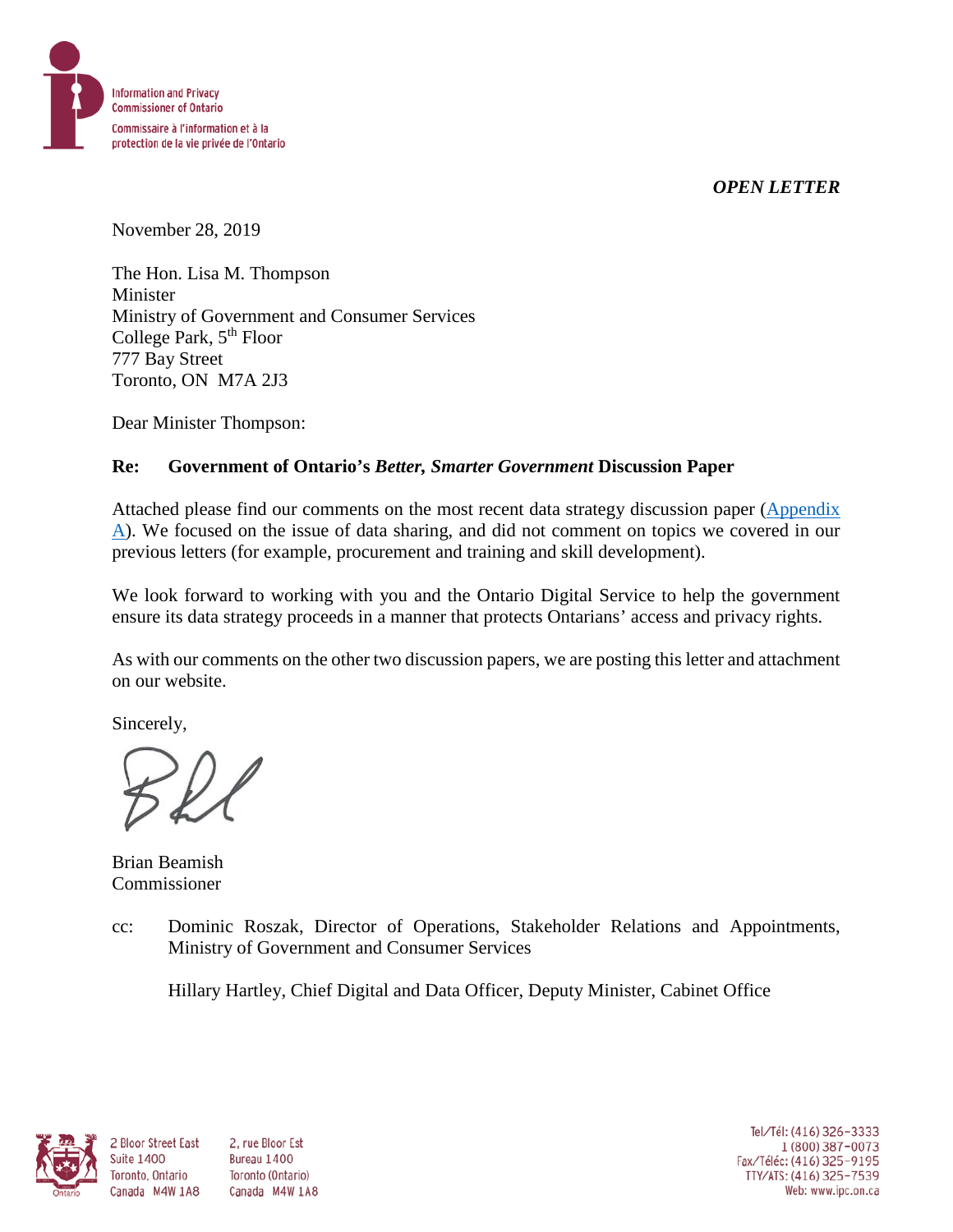Information and Privacy Commissioner of Ontario

Commissaire à l'information et à la protection de la vie privée de l'Ontario

***OPEN LETTER***

November 28, 2019

The Hon. Lisa M. Thompson
Minister
Ministry of Government and Consumer Services
College Park, 5th Floor
777 Bay Street
Toronto, ON M7A 2J3

Dear Minister Thompson:

**Re: Government of Ontario's *Better, Smarter Government* Discussion Paper**

Attached please find our comments on the most recent data strategy discussion paper (Appendix A). We focused on the issue of data sharing, and did not comment on topics we covered in our previous letters (for example, procurement and training and skill development).

We look forward to working with you and the Ontario Digital Service to help the government ensure its data strategy proceeds in a manner that protects Ontarians' access and privacy rights.

As with our comments on the other two discussion papers, we are posting this letter and attachment on our website.

Sincerely,

Brian Beamish
Commissioner

cc: Dominic Roszak, Director of Operations, Stakeholder Relations and Appointments, Ministry of Government and Consumer Services

Hillary Hartley, Chief Digital and Data Officer, Deputy Minister, Cabinet Office

2 Bloor Street East
Suite 1400
Toronto, Ontario
Canada M4W 1A8

2, rue Bloor Est
Bureau 1400
Toronto (Ontario)
Canada M4W 1A8

Tel/Tél: (416) 326-3333
1 (800) 387-0073
Fax/Téléc: (416) 325-9195
TTY/ATS: (416) 325-7539
Web: www.ipc.on.ca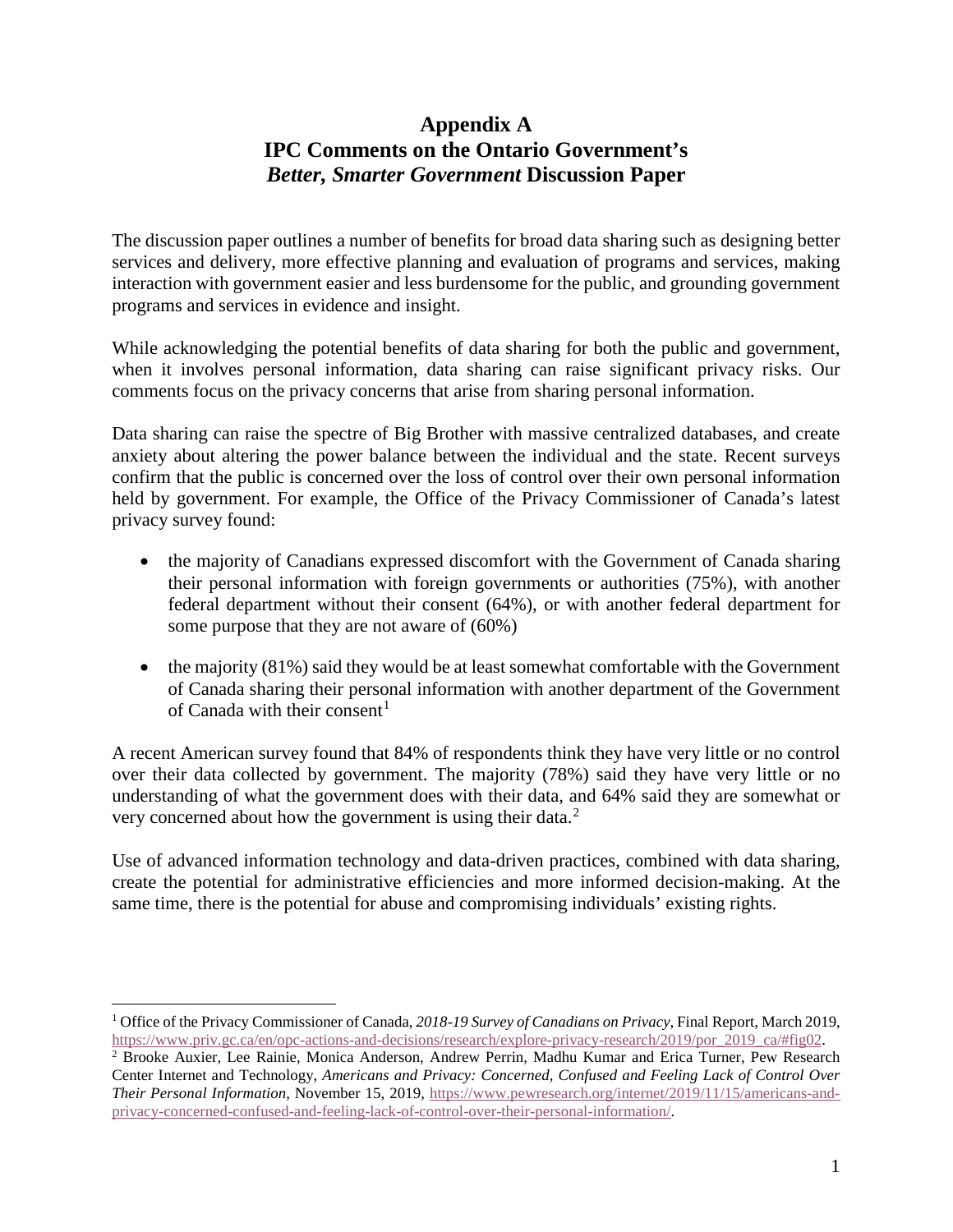# Appendix A
# IPC Comments on the Ontario Government's *Better, Smarter Government* Discussion Paper

The discussion paper outlines a number of benefits for broad data sharing such as designing better services and delivery, more effective planning and evaluation of programs and services, making interaction with government easier and less burdensome for the public, and grounding government programs and services in evidence and insight.

While acknowledging the potential benefits of data sharing for both the public and government, when it involves personal information, data sharing can raise significant privacy risks. Our comments focus on the privacy concerns that arise from sharing personal information.

Data sharing can raise the spectre of Big Brother with massive centralized databases, and create anxiety about altering the power balance between the individual and the state. Recent surveys confirm that the public is concerned over the loss of control over their own personal information held by government. For example, the Office of the Privacy Commissioner of Canada's latest privacy survey found:

- the majority of Canadians expressed discomfort with the Government of Canada sharing their personal information with foreign governments or authorities (75%), with another federal department without their consent (64%), or with another federal department for some purpose that they are not aware of (60%)
- the majority (81%) said they would be at least somewhat comfortable with the Government of Canada sharing their personal information with another department of the Government of Canada with their consent[1]

A recent American survey found that 84% of respondents think they have very little or no control over their data collected by government. The majority (78%) said they have very little or no understanding of what the government does with their data, and 64% said they are somewhat or very concerned about how the government is using their data.[2]

Use of advanced information technology and data-driven practices, combined with data sharing, create the potential for administrative efficiencies and more informed decision-making. At the same time, there is the potential for abuse and compromising individuals' existing rights.

---

[1] Office of the Privacy Commissioner of Canada, *2018-19 Survey of Canadians on Privacy,* Final Report, March 2019, https://www.priv.gc.ca/en/opc-actions-and-decisions/research/explore-privacy-research/2019/por_2019_ca/#fig02.

[2] Brooke Auxier, Lee Rainie, Monica Anderson, Andrew Perrin, Madhu Kumar and Erica Turner, Pew Research Center Internet and Technology, *Americans and Privacy: Concerned, Confused and Feeling Lack of Control Over Their Personal Information,* November 15, 2019, https://www.pewresearch.org/internet/2019/11/15/americans-and-privacy-concerned-confused-and-feeling-lack-of-control-over-their-personal-information/.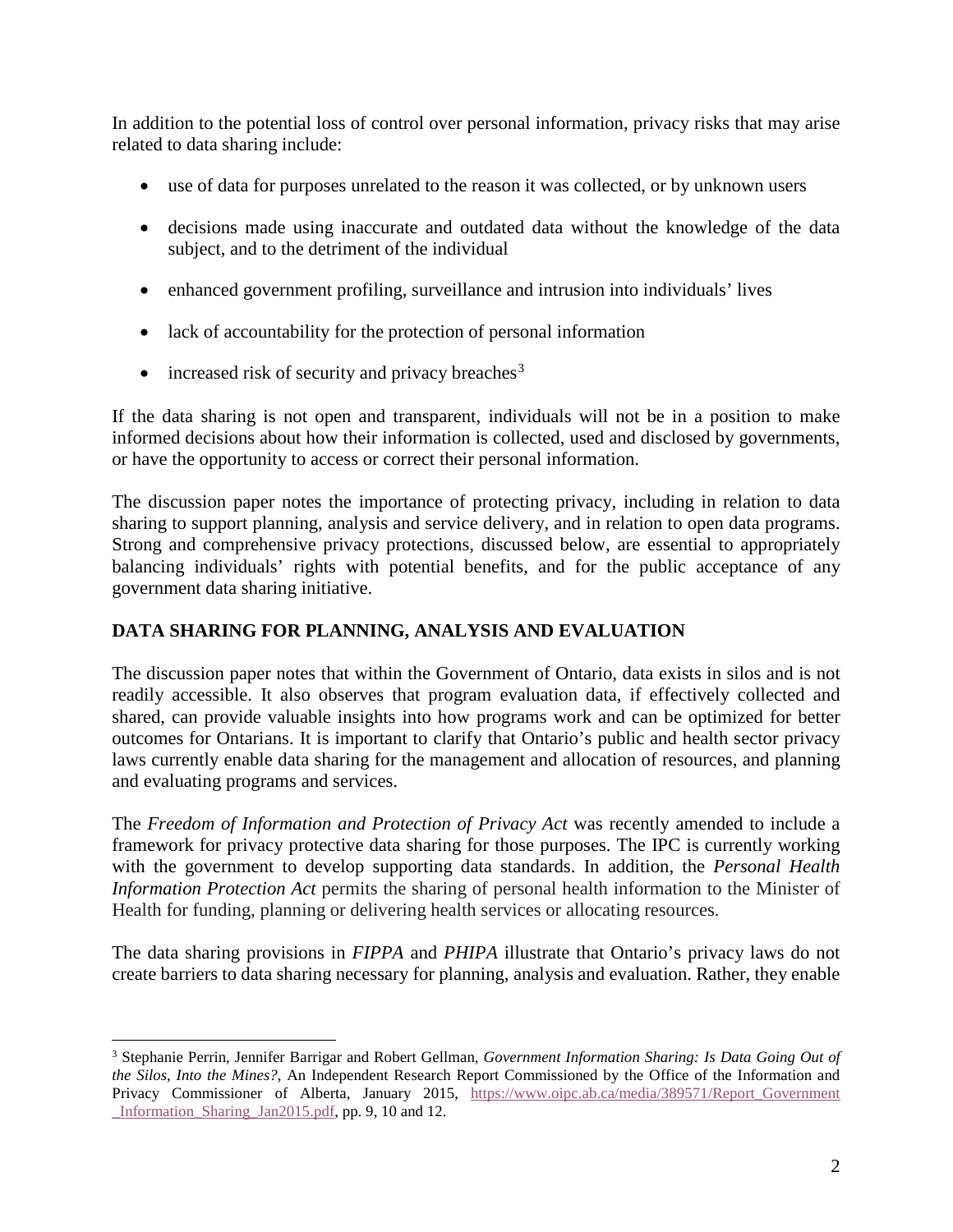In addition to the potential loss of control over personal information, privacy risks that may arise related to data sharing include:

- use of data for purposes unrelated to the reason it was collected, or by unknown users
- decisions made using inaccurate and outdated data without the knowledge of the data subject, and to the detriment of the individual
- enhanced government profiling, surveillance and intrusion into individuals' lives
- lack of accountability for the protection of personal information
- increased risk of security and privacy breaches[3]

If the data sharing is not open and transparent, individuals will not be in a position to make informed decisions about how their information is collected, used and disclosed by governments, or have the opportunity to access or correct their personal information.

The discussion paper notes the importance of protecting privacy, including in relation to data sharing to support planning, analysis and service delivery, and in relation to open data programs. Strong and comprehensive privacy protections, discussed below, are essential to appropriately balancing individuals' rights with potential benefits, and for the public acceptance of any government data sharing initiative.

## DATA SHARING FOR PLANNING, ANALYSIS AND EVALUATION

The discussion paper notes that within the Government of Ontario, data exists in silos and is not readily accessible. It also observes that program evaluation data, if effectively collected and shared, can provide valuable insights into how programs work and can be optimized for better outcomes for Ontarians. It is important to clarify that Ontario's public and health sector privacy laws currently enable data sharing for the management and allocation of resources, and planning and evaluating programs and services.

The *Freedom of Information and Protection of Privacy Act* was recently amended to include a framework for privacy protective data sharing for those purposes. The IPC is currently working with the government to develop supporting data standards. In addition, the *Personal Health Information Protection Act* permits the sharing of personal health information to the Minister of Health for funding, planning or delivering health services or allocating resources.

The data sharing provisions in *FIPPA* and *PHIPA* illustrate that Ontario's privacy laws do not create barriers to data sharing necessary for planning, analysis and evaluation. Rather, they enable

---

[3] Stephanie Perrin, Jennifer Barrigar and Robert Gellman, *Government Information Sharing: Is Data Going Out of the Silos, Into the Mines?*, An Independent Research Report Commissioned by the Office of the Information and Privacy Commissioner of Alberta, January 2015, https://www.oipc.ab.ca/media/389571/Report_Government_Information_Sharing_Jan2015.pdf, pp. 9, 10 and 12.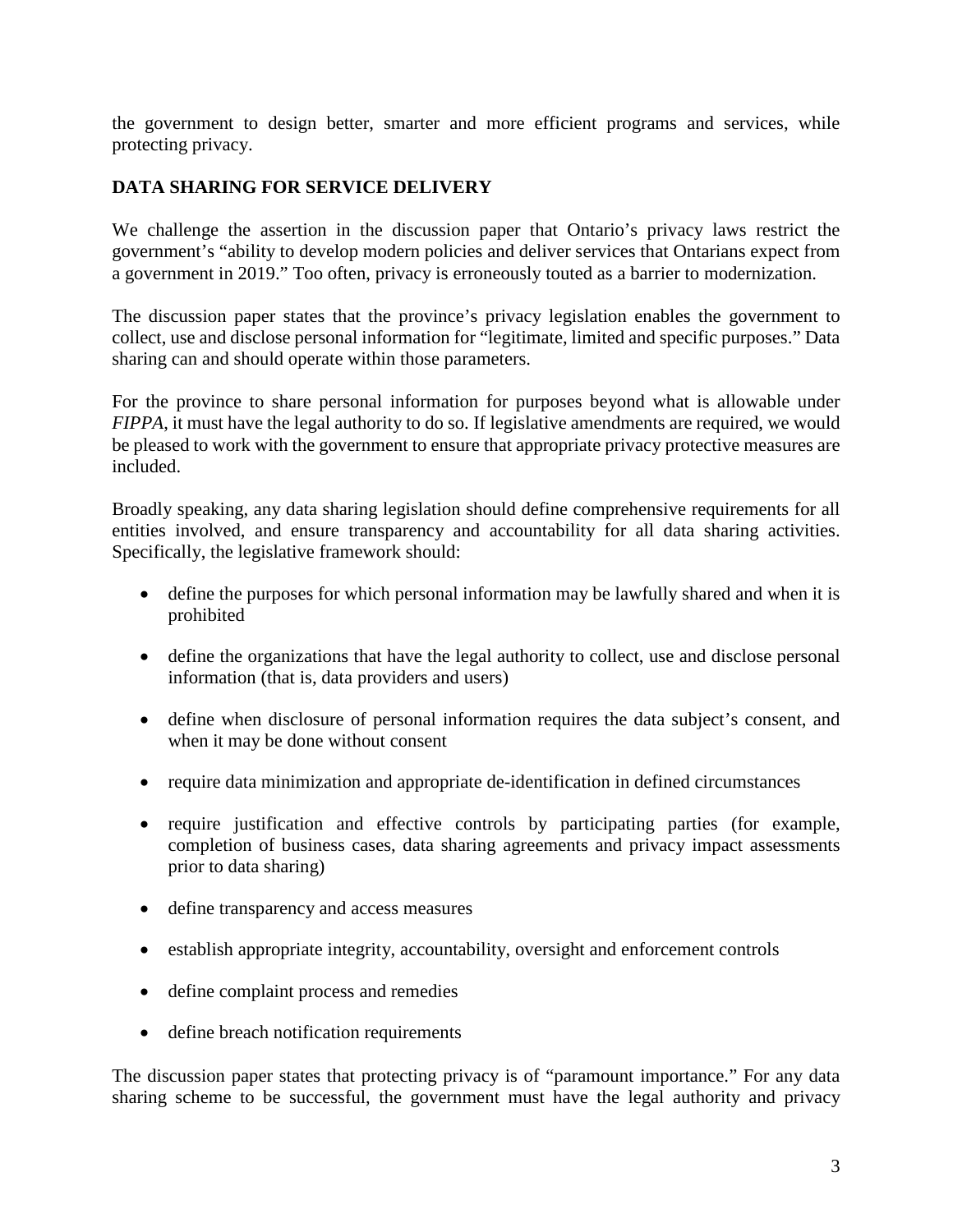the government to design better, smarter and more efficient programs and services, while protecting privacy.

**DATA SHARING FOR SERVICE DELIVERY**

We challenge the assertion in the discussion paper that Ontario's privacy laws restrict the government's "ability to develop modern policies and deliver services that Ontarians expect from a government in 2019." Too often, privacy is erroneously touted as a barrier to modernization.

The discussion paper states that the province's privacy legislation enables the government to collect, use and disclose personal information for "legitimate, limited and specific purposes." Data sharing can and should operate within those parameters.

For the province to share personal information for purposes beyond what is allowable under *FIPPA*, it must have the legal authority to do so. If legislative amendments are required, we would be pleased to work with the government to ensure that appropriate privacy protective measures are included.

Broadly speaking, any data sharing legislation should define comprehensive requirements for all entities involved, and ensure transparency and accountability for all data sharing activities. Specifically, the legislative framework should:

- define the purposes for which personal information may be lawfully shared and when it is prohibited
- define the organizations that have the legal authority to collect, use and disclose personal information (that is, data providers and users)
- define when disclosure of personal information requires the data subject's consent, and when it may be done without consent
- require data minimization and appropriate de-identification in defined circumstances
- require justification and effective controls by participating parties (for example, completion of business cases, data sharing agreements and privacy impact assessments prior to data sharing)
- define transparency and access measures
- establish appropriate integrity, accountability, oversight and enforcement controls
- define complaint process and remedies
- define breach notification requirements

The discussion paper states that protecting privacy is of "paramount importance." For any data sharing scheme to be successful, the government must have the legal authority and privacy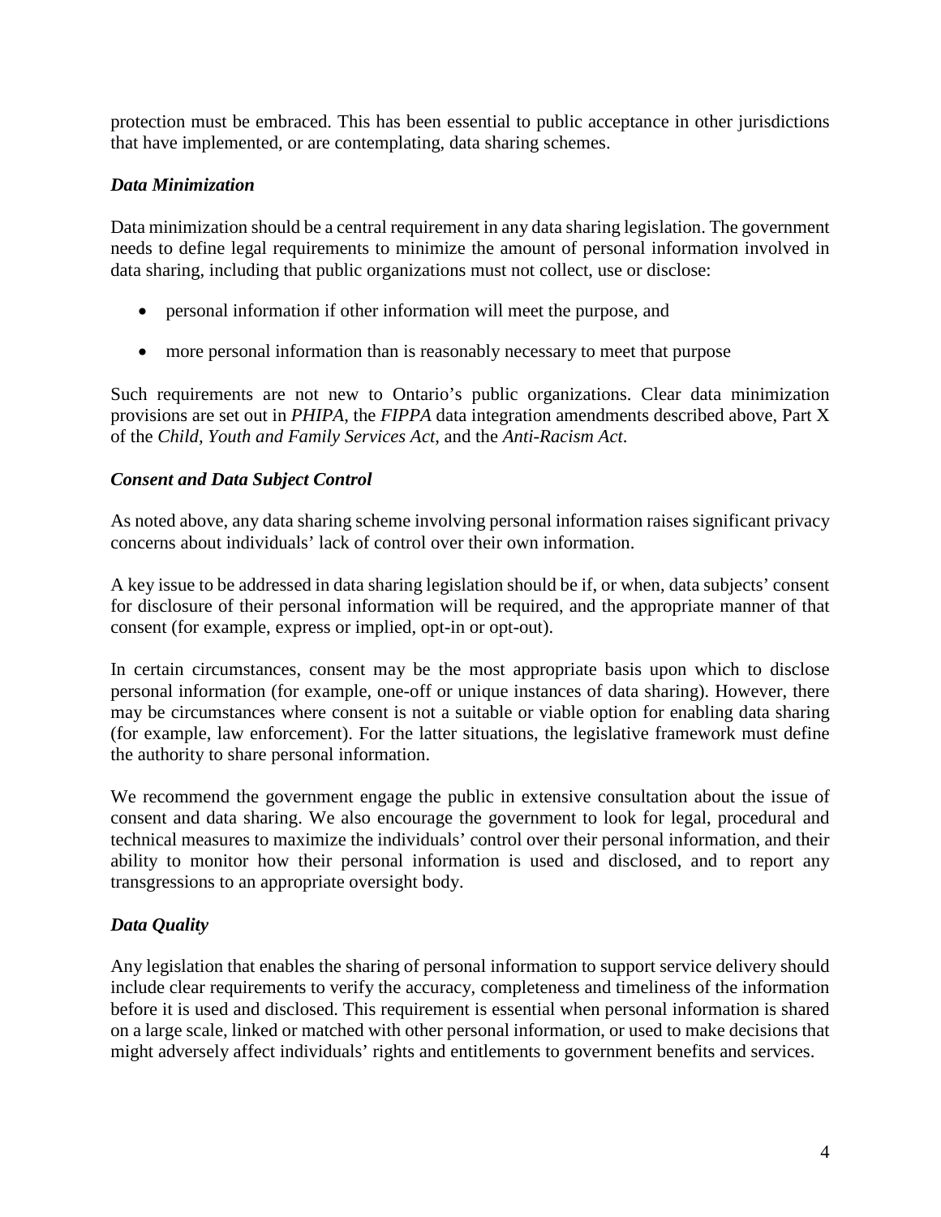protection must be embraced. This has been essential to public acceptance in other jurisdictions that have implemented, or are contemplating, data sharing schemes.

### *Data Minimization*

Data minimization should be a central requirement in any data sharing legislation. The government needs to define legal requirements to minimize the amount of personal information involved in data sharing, including that public organizations must not collect, use or disclose:

- personal information if other information will meet the purpose, and
- more personal information than is reasonably necessary to meet that purpose

Such requirements are not new to Ontario's public organizations. Clear data minimization provisions are set out in *PHIPA*, the *FIPPA* data integration amendments described above, Part X of the *Child, Youth and Family Services Act*, and the *Anti-Racism Act*.

### *Consent and Data Subject Control*

As noted above, any data sharing scheme involving personal information raises significant privacy concerns about individuals' lack of control over their own information.

A key issue to be addressed in data sharing legislation should be if, or when, data subjects' consent for disclosure of their personal information will be required, and the appropriate manner of that consent (for example, express or implied, opt-in or opt-out).

In certain circumstances, consent may be the most appropriate basis upon which to disclose personal information (for example, one-off or unique instances of data sharing). However, there may be circumstances where consent is not a suitable or viable option for enabling data sharing (for example, law enforcement). For the latter situations, the legislative framework must define the authority to share personal information.

We recommend the government engage the public in extensive consultation about the issue of consent and data sharing. We also encourage the government to look for legal, procedural and technical measures to maximize the individuals' control over their personal information, and their ability to monitor how their personal information is used and disclosed, and to report any transgressions to an appropriate oversight body.

### *Data Quality*

Any legislation that enables the sharing of personal information to support service delivery should include clear requirements to verify the accuracy, completeness and timeliness of the information before it is used and disclosed. This requirement is essential when personal information is shared on a large scale, linked or matched with other personal information, or used to make decisions that might adversely affect individuals' rights and entitlements to government benefits and services.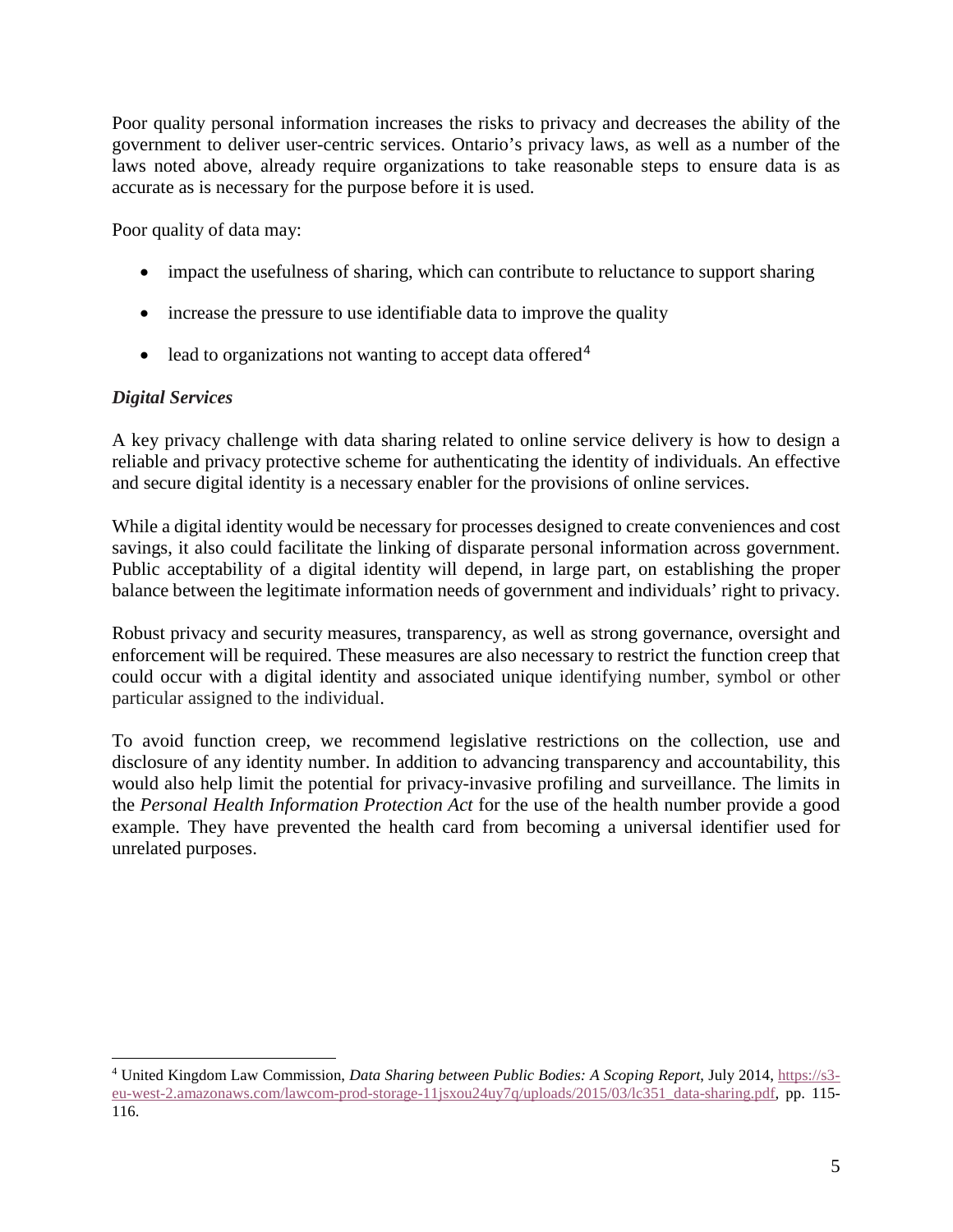Poor quality personal information increases the risks to privacy and decreases the ability of the government to deliver user-centric services. Ontario's privacy laws, as well as a number of the laws noted above, already require organizations to take reasonable steps to ensure data is as accurate as is necessary for the purpose before it is used.

Poor quality of data may:

- impact the usefulness of sharing, which can contribute to reluctance to support sharing
- increase the pressure to use identifiable data to improve the quality
- lead to organizations not wanting to accept data offered[4]

### *Digital Services*

A key privacy challenge with data sharing related to online service delivery is how to design a reliable and privacy protective scheme for authenticating the identity of individuals. An effective and secure digital identity is a necessary enabler for the provisions of online services.

While a digital identity would be necessary for processes designed to create conveniences and cost savings, it also could facilitate the linking of disparate personal information across government. Public acceptability of a digital identity will depend, in large part, on establishing the proper balance between the legitimate information needs of government and individuals' right to privacy.

Robust privacy and security measures, transparency, as well as strong governance, oversight and enforcement will be required. These measures are also necessary to restrict the function creep that could occur with a digital identity and associated unique identifying number, symbol or other particular assigned to the individual.

To avoid function creep, we recommend legislative restrictions on the collection, use and disclosure of any identity number. In addition to advancing transparency and accountability, this would also help limit the potential for privacy-invasive profiling and surveillance. The limits in the *Personal Health Information Protection Act* for the use of the health number provide a good example. They have prevented the health card from becoming a universal identifier used for unrelated purposes.

---

[4] United Kingdom Law Commission, *Data Sharing between Public Bodies: A Scoping Report*, July 2014, https://s3-eu-west-2.amazonaws.com/lawcom-prod-storage-11jsxou24uy7q/uploads/2015/03/lc351_data-sharing.pdf, pp. 115-116.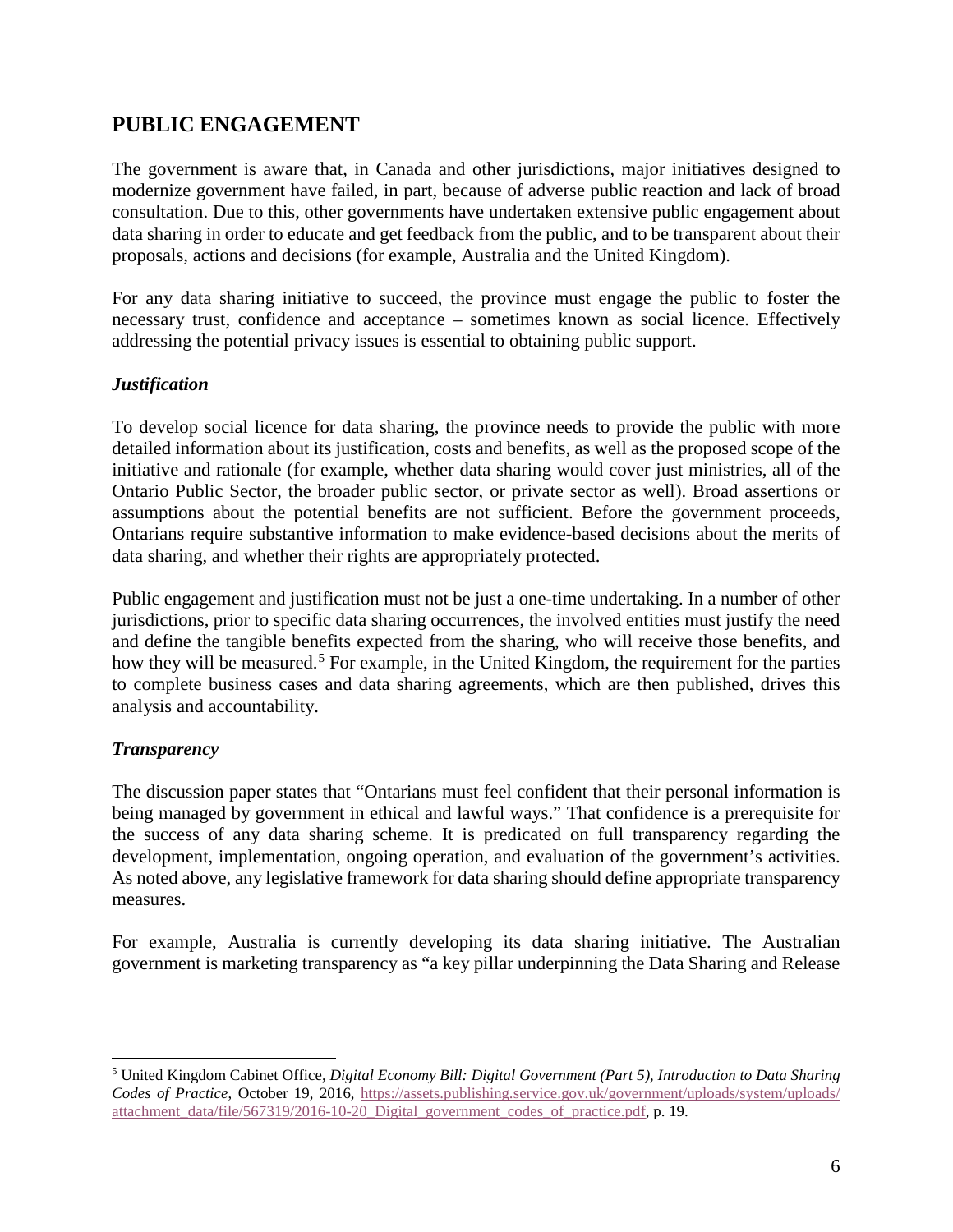## PUBLIC ENGAGEMENT

The government is aware that, in Canada and other jurisdictions, major initiatives designed to modernize government have failed, in part, because of adverse public reaction and lack of broad consultation. Due to this, other governments have undertaken extensive public engagement about data sharing in order to educate and get feedback from the public, and to be transparent about their proposals, actions and decisions (for example, Australia and the United Kingdom).

For any data sharing initiative to succeed, the province must engage the public to foster the necessary trust, confidence and acceptance – sometimes known as social licence. Effectively addressing the potential privacy issues is essential to obtaining public support.

### *Justification*

To develop social licence for data sharing, the province needs to provide the public with more detailed information about its justification, costs and benefits, as well as the proposed scope of the initiative and rationale (for example, whether data sharing would cover just ministries, all of the Ontario Public Sector, the broader public sector, or private sector as well). Broad assertions or assumptions about the potential benefits are not sufficient. Before the government proceeds, Ontarians require substantive information to make evidence-based decisions about the merits of data sharing, and whether their rights are appropriately protected.

Public engagement and justification must not be just a one-time undertaking. In a number of other jurisdictions, prior to specific data sharing occurrences, the involved entities must justify the need and define the tangible benefits expected from the sharing, who will receive those benefits, and how they will be measured.[5] For example, in the United Kingdom, the requirement for the parties to complete business cases and data sharing agreements, which are then published, drives this analysis and accountability.

### *Transparency*

The discussion paper states that "Ontarians must feel confident that their personal information is being managed by government in ethical and lawful ways." That confidence is a prerequisite for the success of any data sharing scheme. It is predicated on full transparency regarding the development, implementation, ongoing operation, and evaluation of the government's activities. As noted above, any legislative framework for data sharing should define appropriate transparency measures.

For example, Australia is currently developing its data sharing initiative. The Australian government is marketing transparency as "a key pillar underpinning the Data Sharing and Release

---

[5] United Kingdom Cabinet Office, *Digital Economy Bill: Digital Government (Part 5), Introduction to Data Sharing Codes of Practice*, October 19, 2016, https://assets.publishing.service.gov.uk/government/uploads/system/uploads/attachment_data/file/567319/2016-10-20_Digital_government_codes_of_practice.pdf, p. 19.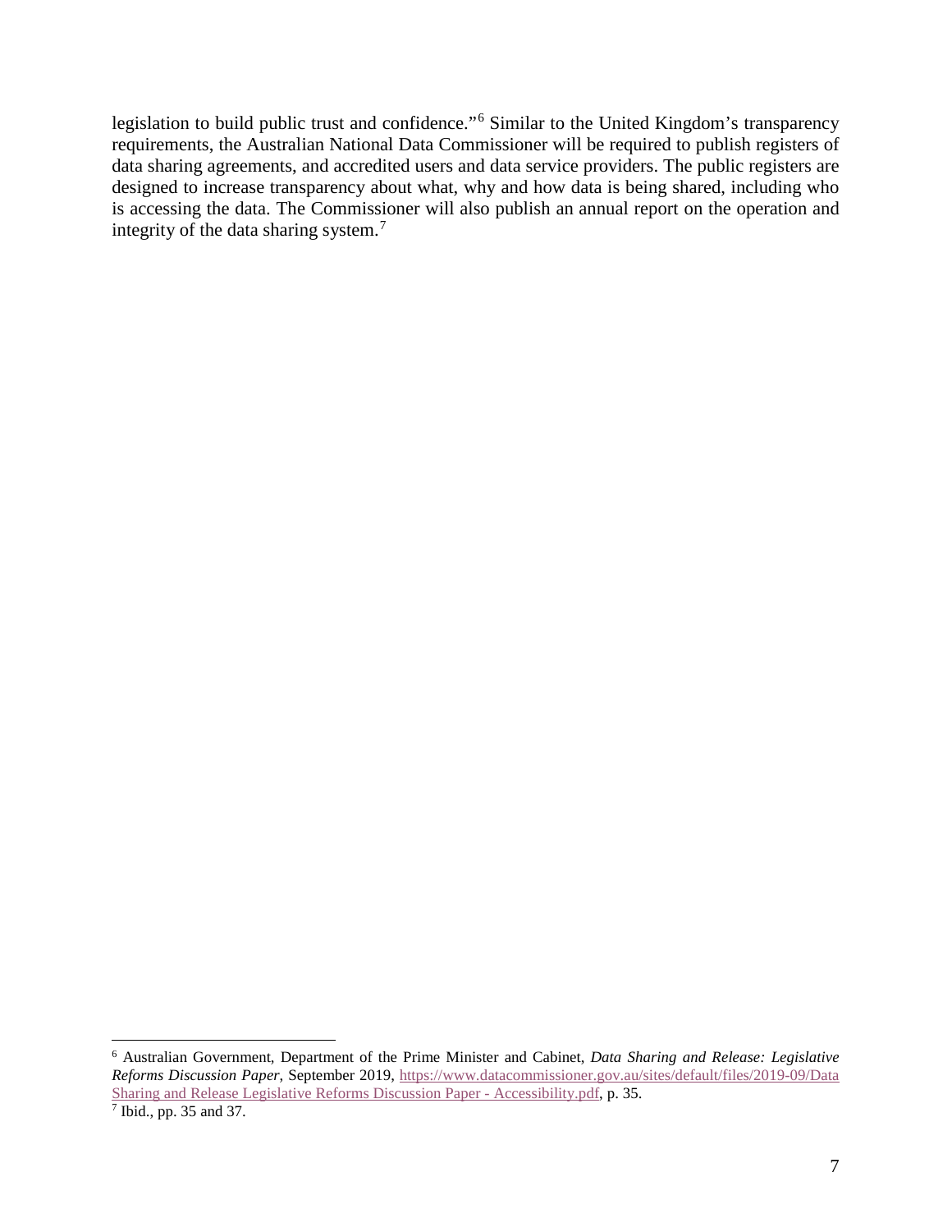legislation to build public trust and confidence."[6] Similar to the United Kingdom's transparency requirements, the Australian National Data Commissioner will be required to publish registers of data sharing agreements, and accredited users and data service providers. The public registers are designed to increase transparency about what, why and how data is being shared, including who is accessing the data. The Commissioner will also publish an annual report on the operation and integrity of the data sharing system.[7]

---

[6] Australian Government, Department of the Prime Minister and Cabinet, *Data Sharing and Release: Legislative Reforms Discussion Paper,* September 2019, [https://www.datacommissioner.gov.au/sites/default/files/2019-09/Data Sharing and Release Legislative Reforms Discussion Paper - Accessibility.pdf](https://www.datacommissioner.gov.au/sites/default/files/2019-09/Data%20Sharing%20and%20Release%20Legislative%20Reforms%20Discussion%20Paper%20-%20Accessibility.pdf), p. 35.

[7] Ibid., pp. 35 and 37.